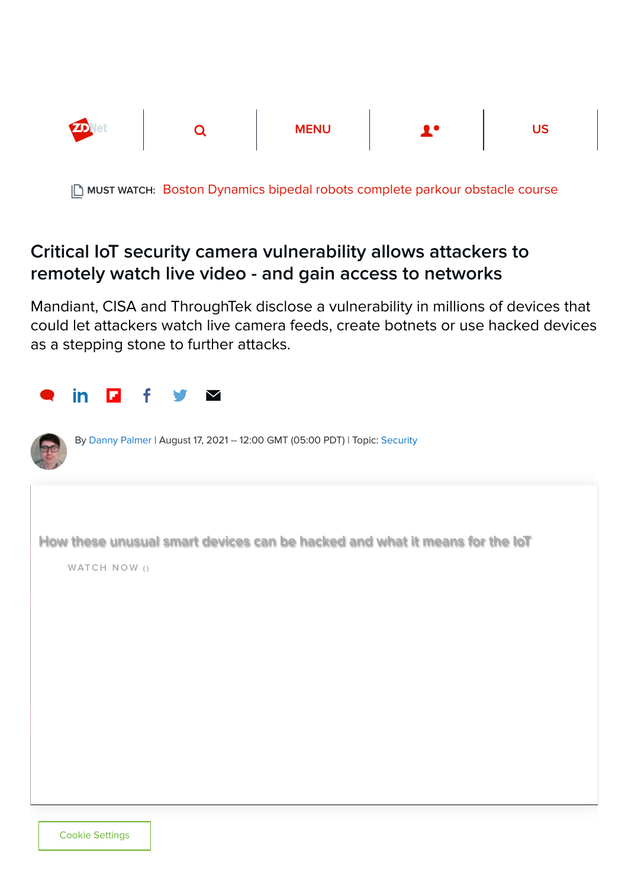MUST WATCH: Boston Dynamics bipedal robots complete parkour obstacle course

# Critical IoT security camera vulnerability allows attackers to remotely watch live video - and gain access to networks

Mandiant, CISA and ThroughTek disclose a vulnerability in millions of devices that could let attackers watch live camera feeds, create botnets or use hacked devices as a stepping stone to further attacks.

By Danny Palmer | August 17, 2021 -- 12:00 GMT (05:00 PDT) | Topic: Security

How these unusual smart devices can be hacked and what it means for the IoT

WATCH NOW ()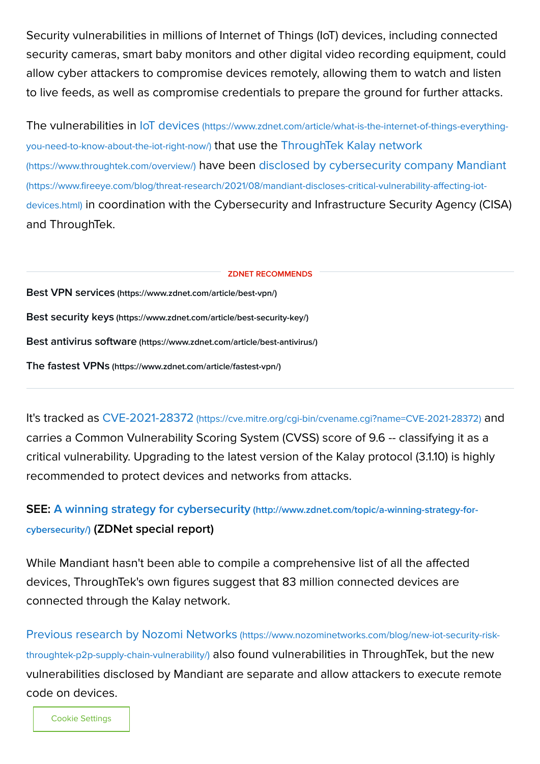Security vulnerabilities in millions of Internet of Things (IoT) devices, including connected security cameras, smart baby monitors and other digital video recording equipment, could allow cyber attackers to compromise devices remotely, allowing them to watch and listen to live feeds, as well as compromise credentials to prepare the ground for further attacks.

The vulnerabilities in IoT devices (https://www.zdnet.com/article/what-is-the-internet-of-things-everything-you-need-to-know-about-the-iot-right-now/) that use the ThroughTek Kalay network (https://www.throughtek.com/overview/) have been disclosed by cybersecurity company Mandiant (https://www.fireeye.com/blog/threat-research/2021/08/mandiant-discloses-critical-vulnerability-affecting-iot-devices.html) in coordination with the Cybersecurity and Infrastructure Security Agency (CISA) and ThroughTek.

ZDNET RECOMMENDS

**Best VPN services** (https://www.zdnet.com/article/best-vpn/)

**Best security keys** (https://www.zdnet.com/article/best-security-key/)

**Best antivirus software** (https://www.zdnet.com/article/best-antivirus/)

**The fastest VPNs** (https://www.zdnet.com/article/fastest-vpn/)

It's tracked as CVE-2021-28372 (https://cve.mitre.org/cgi-bin/cvename.cgi?name=CVE-2021-28372) and carries a Common Vulnerability Scoring System (CVSS) score of 9.6 -- classifying it as a critical vulnerability. Upgrading to the latest version of the Kalay protocol (3.1.10) is highly recommended to protect devices and networks from attacks.

**SEE: A winning strategy for cybersecurity (http://www.zdnet.com/topic/a-winning-strategy-for-cybersecurity/) (ZDNet special report)**

While Mandiant hasn't been able to compile a comprehensive list of all the affected devices, ThroughTek's own figures suggest that 83 million connected devices are connected through the Kalay network.

Previous research by Nozomi Networks (https://www.nozominetworks.com/blog/new-iot-security-risk-throughtek-p2p-supply-chain-vulnerability/) also found vulnerabilities in ThroughTek, but the new vulnerabilities disclosed by Mandiant are separate and allow attackers to execute remote code on devices.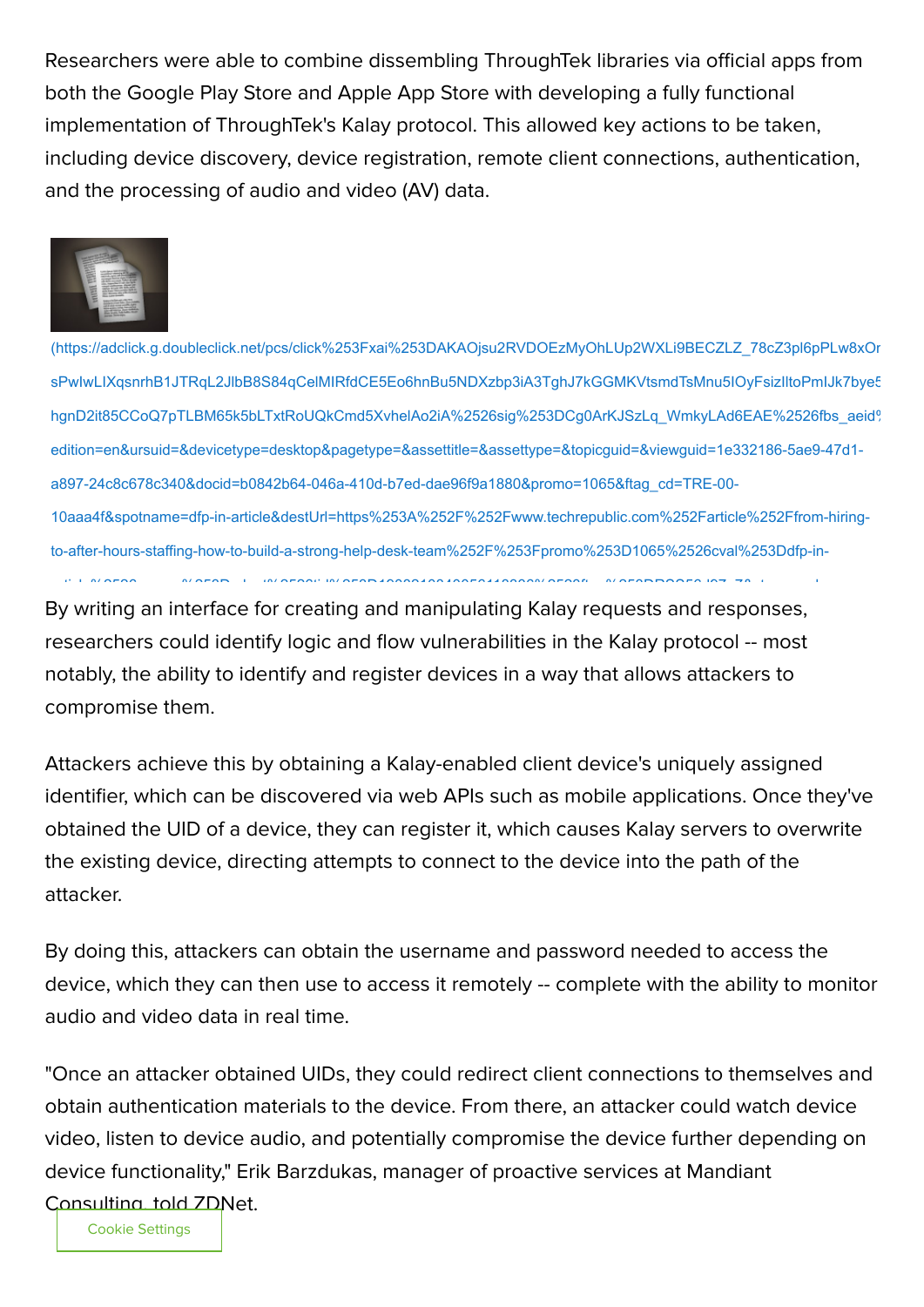Researchers were able to combine dissembling ThroughTek libraries via official apps from both the Google Play Store and Apple App Store with developing a fully functional implementation of ThroughTek's Kalay protocol. This allowed key actions to be taken, including device discovery, device registration, remote client connections, authentication, and the processing of audio and video (AV) data.

By writing an interface for creating and manipulating Kalay requests and responses, researchers could identify logic and flow vulnerabilities in the Kalay protocol -- most notably, the ability to identify and register devices in a way that allows attackers to compromise them.

Attackers achieve this by obtaining a Kalay-enabled client device's uniquely assigned identifier, which can be discovered via web APIs such as mobile applications. Once they've obtained the UID of a device, they can register it, which causes Kalay servers to overwrite the existing device, directing attempts to connect to the device into the path of the attacker.

By doing this, attackers can obtain the username and password needed to access the device, which they can then use to access it remotely -- complete with the ability to monitor audio and video data in real time.

"Once an attacker obtained UIDs, they could redirect client connections to themselves and obtain authentication materials to the device. From there, an attacker could watch device video, listen to device audio, and potentially compromise the device further depending on device functionality," Erik Barzdukas, manager of proactive services at Mandiant Consulting, told ZDNet.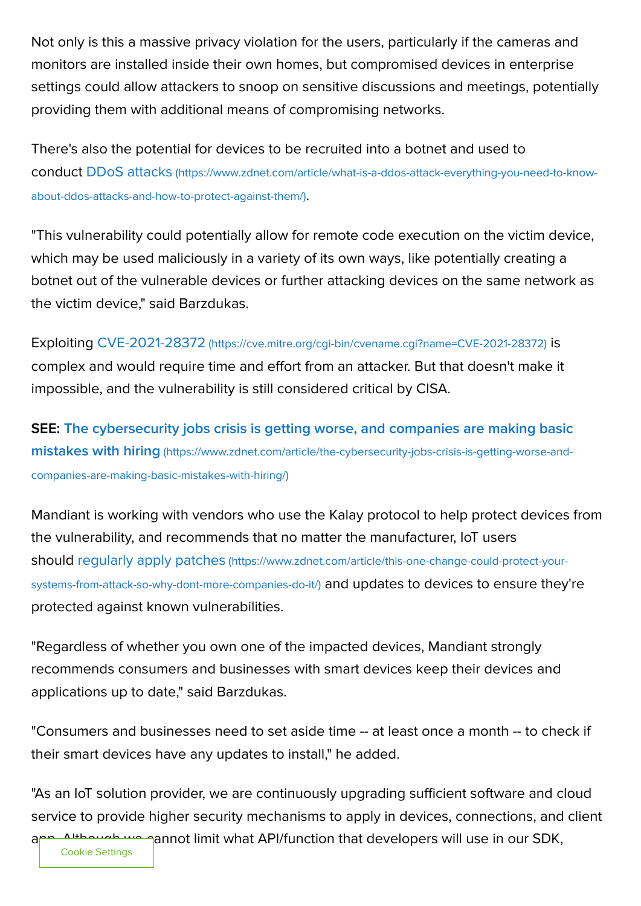Not only is this a massive privacy violation for the users, particularly if the cameras and monitors are installed inside their own homes, but compromised devices in enterprise settings could allow attackers to snoop on sensitive discussions and meetings, potentially providing them with additional means of compromising networks.

There's also the potential for devices to be recruited into a botnet and used to conduct DDoS attacks (https://www.zdnet.com/article/what-is-a-ddos-attack-everything-you-need-to-know-about-ddos-attacks-and-how-to-protect-against-them/).

"This vulnerability could potentially allow for remote code execution on the victim device, which may be used maliciously in a variety of its own ways, like potentially creating a botnet out of the vulnerable devices or further attacking devices on the same network as the victim device," said Barzdukas.

Exploiting CVE-2021-28372 (https://cve.mitre.org/cgi-bin/cvename.cgi?name=CVE-2021-28372) is complex and would require time and effort from an attacker. But that doesn't make it impossible, and the vulnerability is still considered critical by CISA.

**SEE:** **The cybersecurity jobs crisis is getting worse, and companies are making basic mistakes with hiring** (https://www.zdnet.com/article/the-cybersecurity-jobs-crisis-is-getting-worse-and-companies-are-making-basic-mistakes-with-hiring/)

Mandiant is working with vendors who use the Kalay protocol to help protect devices from the vulnerability, and recommends that no matter the manufacturer, IoT users should regularly apply patches (https://www.zdnet.com/article/this-one-change-could-protect-your-systems-from-attack-so-why-dont-more-companies-do-it/) and updates to devices to ensure they're protected against known vulnerabilities.

"Regardless of whether you own one of the impacted devices, Mandiant strongly recommends consumers and businesses with smart devices keep their devices and applications up to date," said Barzdukas.

"Consumers and businesses need to set aside time -- at least once a month -- to check if their smart devices have any updates to install," he added.

"As an IoT solution provider, we are continuously upgrading sufficient software and cloud service to provide higher security mechanisms to apply in devices, connections, and client app. Although we cannot limit what API/function that developers will use in our SDK,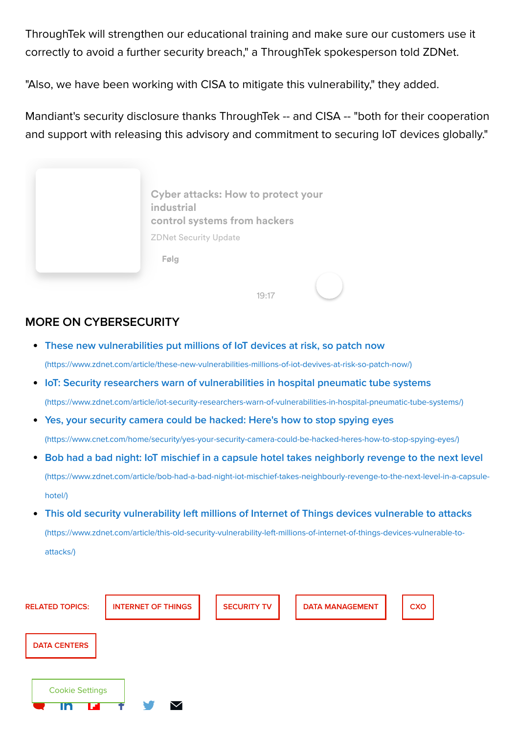ThroughTek will strengthen our educational training and make sure our customers use it correctly to avoid a further security breach," a ThroughTek spokesperson told ZDNet.

"Also, we have been working with CISA to mitigate this vulnerability," they added.

Mandiant's security disclosure thanks ThroughTek -- and CISA -- "both for their cooperation and support with releasing this advisory and commitment to securing IoT devices globally."

Cyber attacks: How to protect your industrial control systems from hackers

ZDNet Security Update

Følg

19:17

## MORE ON CYBERSECURITY

- These new vulnerabilities put millions of IoT devices at risk, so patch now (https://www.zdnet.com/article/these-new-vulnerabilities-millions-of-iot-devives-at-risk-so-patch-now/)
- IoT: Security researchers warn of vulnerabilities in hospital pneumatic tube systems (https://www.zdnet.com/article/iot-security-researchers-warn-of-vulnerabilities-in-hospital-pneumatic-tube-systems/)
- Yes, your security camera could be hacked: Here's how to stop spying eyes (https://www.cnet.com/home/security/yes-your-security-camera-could-be-hacked-heres-how-to-stop-spying-eyes/)
- Bob had a bad night: IoT mischief in a capsule hotel takes neighborly revenge to the next level (https://www.zdnet.com/article/bob-had-a-bad-night-iot-mischief-takes-neighbourly-revenge-to-the-next-level-in-a-capsule-hotel/)
- This old security vulnerability left millions of Internet of Things devices vulnerable to attacks (https://www.zdnet.com/article/this-old-security-vulnerability-left-millions-of-internet-of-things-devices-vulnerable-to-attacks/)

RELATED TOPICS: INTERNET OF THINGS | SECURITY TV | DATA MANAGEMENT | CXO | DATA CENTERS

Cookie Settings